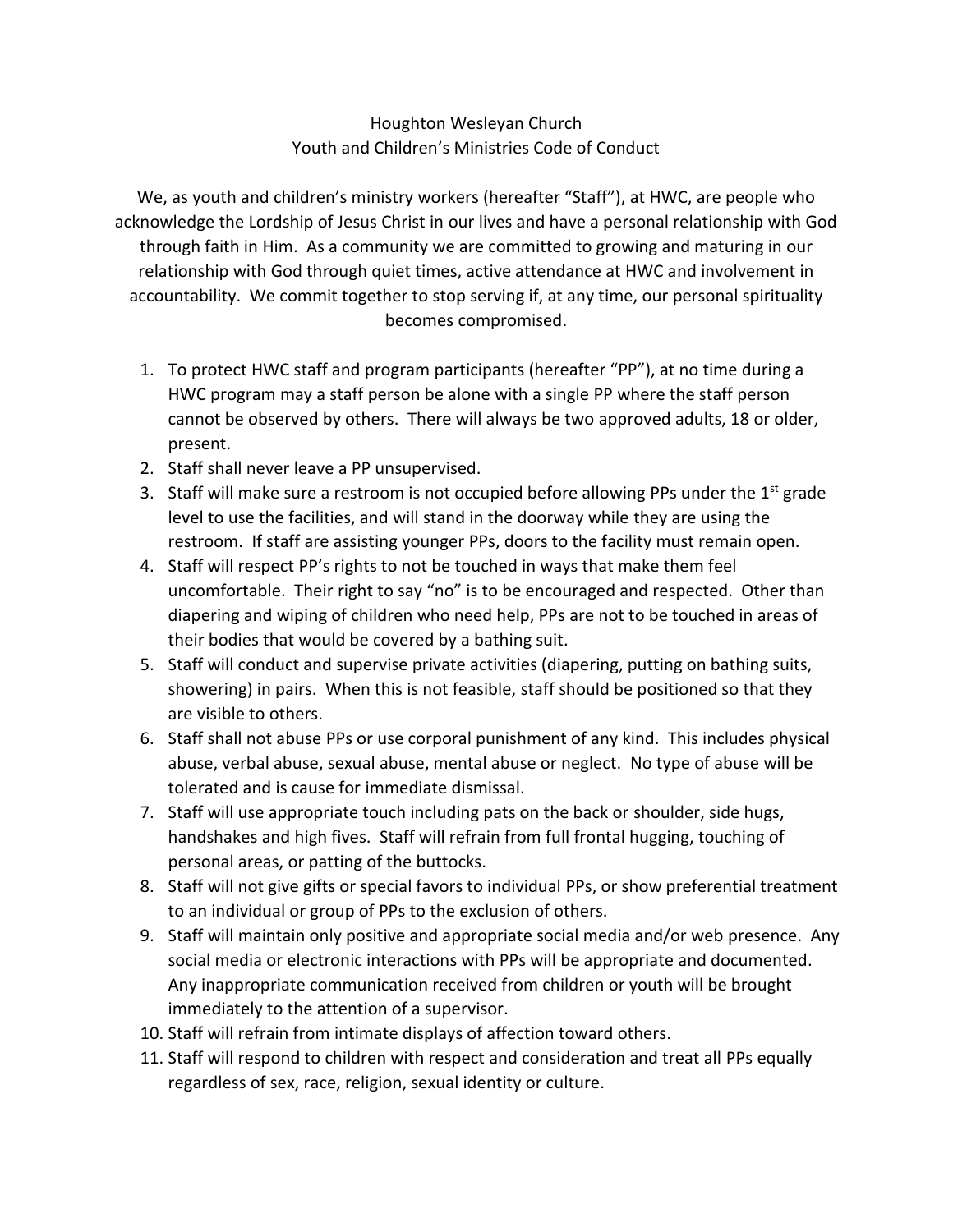# Houghton Wesleyan Church
## Youth and Children's Ministries Code of Conduct

We, as youth and children's ministry workers (hereafter "Staff"), at HWC, are people who acknowledge the Lordship of Jesus Christ in our lives and have a personal relationship with God through faith in Him. As a community we are committed to growing and maturing in our relationship with God through quiet times, active attendance at HWC and involvement in accountability. We commit together to stop serving if, at any time, our personal spirituality becomes compromised.

1. To protect HWC staff and program participants (hereafter "PP"), at no time during a HWC program may a staff person be alone with a single PP where the staff person cannot be observed by others. There will always be two approved adults, 18 or older, present.
2. Staff shall never leave a PP unsupervised.
3. Staff will make sure a restroom is not occupied before allowing PPs under the 1st grade level to use the facilities, and will stand in the doorway while they are using the restroom. If staff are assisting younger PPs, doors to the facility must remain open.
4. Staff will respect PP's rights to not be touched in ways that make them feel uncomfortable. Their right to say "no" is to be encouraged and respected. Other than diapering and wiping of children who need help, PPs are not to be touched in areas of their bodies that would be covered by a bathing suit.
5. Staff will conduct and supervise private activities (diapering, putting on bathing suits, showering) in pairs. When this is not feasible, staff should be positioned so that they are visible to others.
6. Staff shall not abuse PPs or use corporal punishment of any kind. This includes physical abuse, verbal abuse, sexual abuse, mental abuse or neglect. No type of abuse will be tolerated and is cause for immediate dismissal.
7. Staff will use appropriate touch including pats on the back or shoulder, side hugs, handshakes and high fives. Staff will refrain from full frontal hugging, touching of personal areas, or patting of the buttocks.
8. Staff will not give gifts or special favors to individual PPs, or show preferential treatment to an individual or group of PPs to the exclusion of others.
9. Staff will maintain only positive and appropriate social media and/or web presence. Any social media or electronic interactions with PPs will be appropriate and documented. Any inappropriate communication received from children or youth will be brought immediately to the attention of a supervisor.
10. Staff will refrain from intimate displays of affection toward others.
11. Staff will respond to children with respect and consideration and treat all PPs equally regardless of sex, race, religion, sexual identity or culture.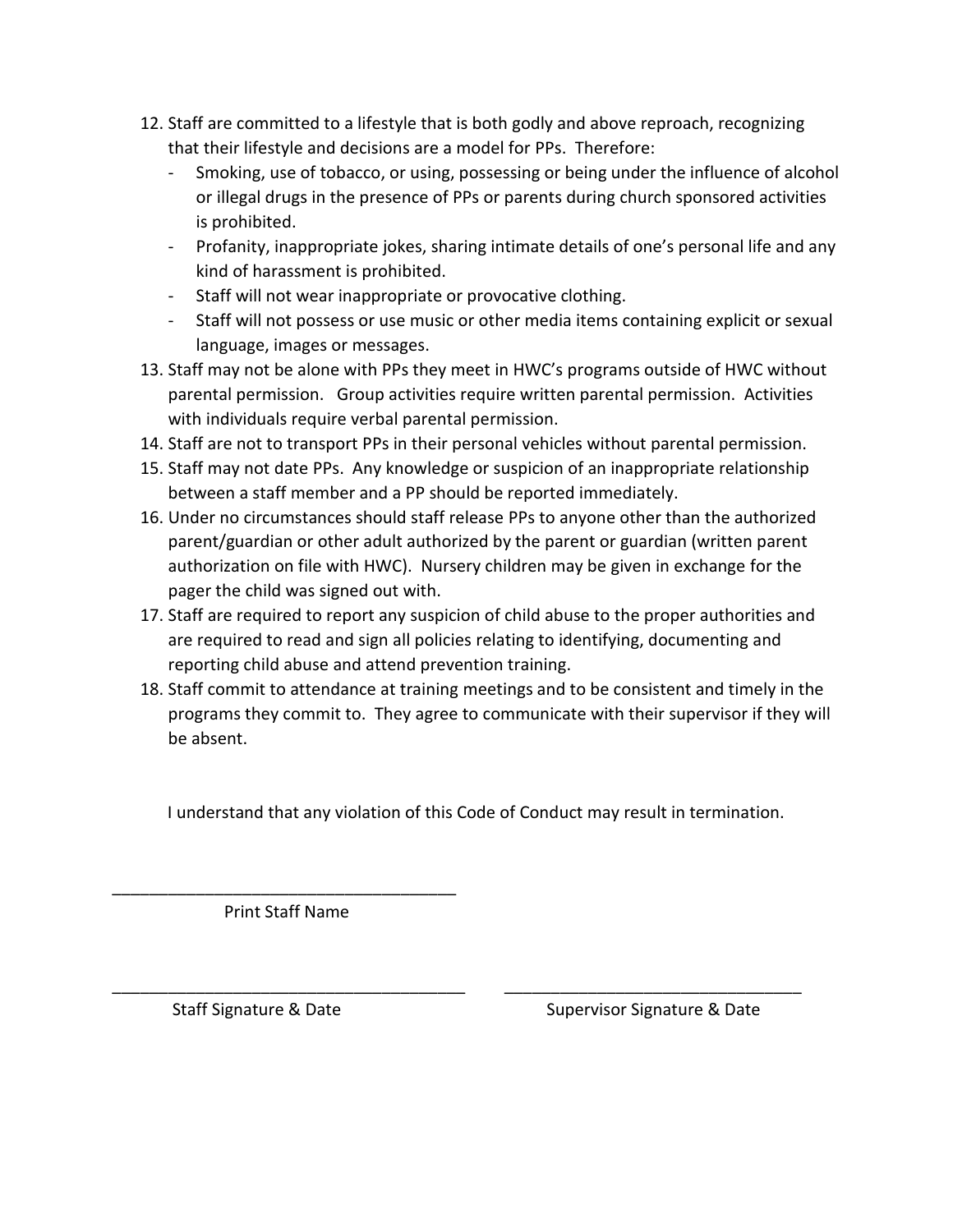12. Staff are committed to a lifestyle that is both godly and above reproach, recognizing that their lifestyle and decisions are a model for PPs. Therefore:
    - Smoking, use of tobacco, or using, possessing or being under the influence of alcohol or illegal drugs in the presence of PPs or parents during church sponsored activities is prohibited.
    - Profanity, inappropriate jokes, sharing intimate details of one's personal life and any kind of harassment is prohibited.
    - Staff will not wear inappropriate or provocative clothing.
    - Staff will not possess or use music or other media items containing explicit or sexual language, images or messages.
13. Staff may not be alone with PPs they meet in HWC's programs outside of HWC without parental permission. Group activities require written parental permission. Activities with individuals require verbal parental permission.
14. Staff are not to transport PPs in their personal vehicles without parental permission.
15. Staff may not date PPs. Any knowledge or suspicion of an inappropriate relationship between a staff member and a PP should be reported immediately.
16. Under no circumstances should staff release PPs to anyone other than the authorized parent/guardian or other adult authorized by the parent or guardian (written parent authorization on file with HWC). Nursery children may be given in exchange for the pager the child was signed out with.
17. Staff are required to report any suspicion of child abuse to the proper authorities and are required to read and sign all policies relating to identifying, documenting and reporting child abuse and attend prevention training.
18. Staff commit to attendance at training meetings and to be consistent and timely in the programs they commit to. They agree to communicate with their supervisor if they will be absent.

I understand that any violation of this Code of Conduct may result in termination.

______________________________________

Print Staff Name

______________________________________ ________________________________

Staff Signature & Date Supervisor Signature & Date